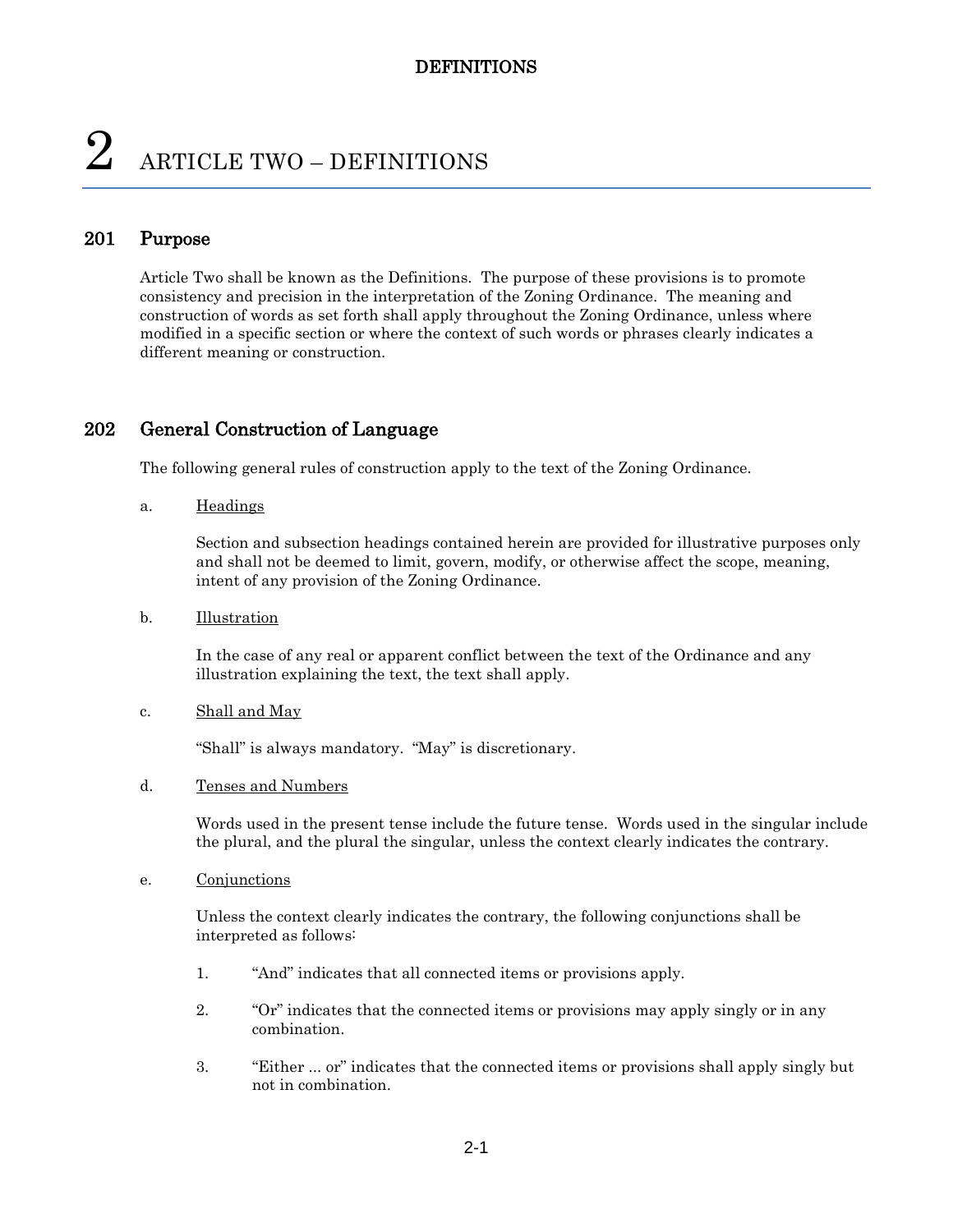# 2 ARTICLE TWO – DEFINITIONS

## 201 Purpose

Article Two shall be known as the Definitions. The purpose of these provisions is to promote consistency and precision in the interpretation of the Zoning Ordinance. The meaning and construction of words as set forth shall apply throughout the Zoning Ordinance, unless where modified in a specific section or where the context of such words or phrases clearly indicates a different meaning or construction.

## 202 General Construction of Language

The following general rules of construction apply to the text of the Zoning Ordinance.

a. Headings

Section and subsection headings contained herein are provided for illustrative purposes only and shall not be deemed to limit, govern, modify, or otherwise affect the scope, meaning, intent of any provision of the Zoning Ordinance.

b. Illustration

In the case of any real or apparent conflict between the text of the Ordinance and any illustration explaining the text, the text shall apply.

c. Shall and May

"Shall" is always mandatory. "May" is discretionary.

d. Tenses and Numbers

Words used in the present tense include the future tense. Words used in the singular include the plural, and the plural the singular, unless the context clearly indicates the contrary.

e. Conjunctions

Unless the context clearly indicates the contrary, the following conjunctions shall be interpreted as follows:

1. "And" indicates that all connected items or provisions apply.
2. "Or" indicates that the connected items or provisions may apply singly or in any combination.
3. "Either ... or" indicates that the connected items or provisions shall apply singly but not in combination.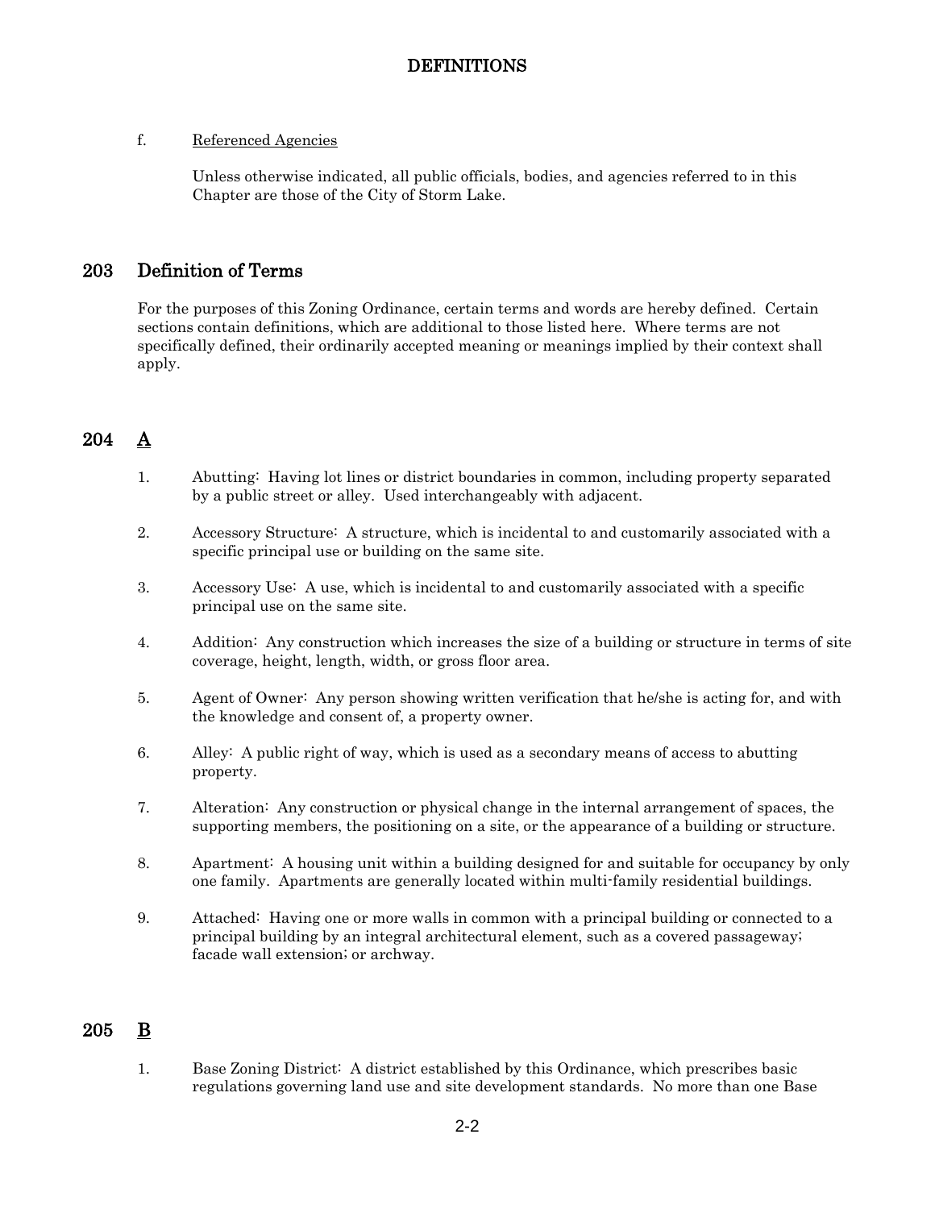f. Referenced Agencies

Unless otherwise indicated, all public officials, bodies, and agencies referred to in this Chapter are those of the City of Storm Lake.

## 203 Definition of Terms

For the purposes of this Zoning Ordinance, certain terms and words are hereby defined. Certain sections contain definitions, which are additional to those listed here. Where terms are not specifically defined, their ordinarily accepted meaning or meanings implied by their context shall apply.

## 204 A

1. Abutting: Having lot lines or district boundaries in common, including property separated by a public street or alley. Used interchangeably with adjacent.

2. Accessory Structure: A structure, which is incidental to and customarily associated with a specific principal use or building on the same site.

3. Accessory Use: A use, which is incidental to and customarily associated with a specific principal use on the same site.

4. Addition: Any construction which increases the size of a building or structure in terms of site coverage, height, length, width, or gross floor area.

5. Agent of Owner: Any person showing written verification that he/she is acting for, and with the knowledge and consent of, a property owner.

6. Alley: A public right of way, which is used as a secondary means of access to abutting property.

7. Alteration: Any construction or physical change in the internal arrangement of spaces, the supporting members, the positioning on a site, or the appearance of a building or structure.

8. Apartment: A housing unit within a building designed for and suitable for occupancy by only one family. Apartments are generally located within multi-family residential buildings.

9. Attached: Having one or more walls in common with a principal building or connected to a principal building by an integral architectural element, such as a covered passageway; facade wall extension; or archway.

## 205 B

1. Base Zoning District: A district established by this Ordinance, which prescribes basic regulations governing land use and site development standards. No more than one Base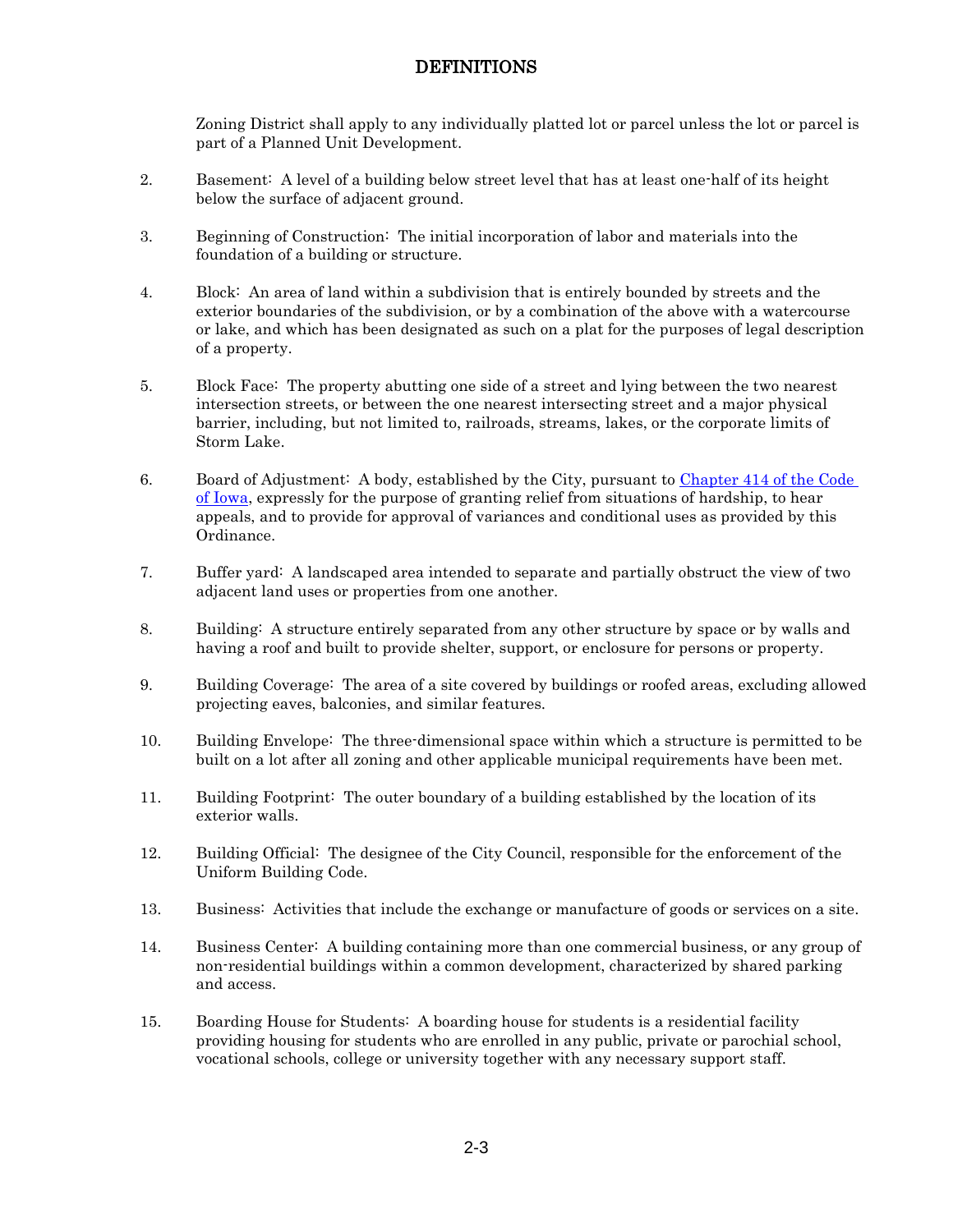Zoning District shall apply to any individually platted lot or parcel unless the lot or parcel is part of a Planned Unit Development.

2. Basement: A level of a building below street level that has at least one-half of its height below the surface of adjacent ground.

3. Beginning of Construction: The initial incorporation of labor and materials into the foundation of a building or structure.

4. Block: An area of land within a subdivision that is entirely bounded by streets and the exterior boundaries of the subdivision, or by a combination of the above with a watercourse or lake, and which has been designated as such on a plat for the purposes of legal description of a property.

5. Block Face: The property abutting one side of a street and lying between the two nearest intersection streets, or between the one nearest intersecting street and a major physical barrier, including, but not limited to, railroads, streams, lakes, or the corporate limits of Storm Lake.

6. Board of Adjustment: A body, established by the City, pursuant to [Chapter 414 of the Code of Iowa](), expressly for the purpose of granting relief from situations of hardship, to hear appeals, and to provide for approval of variances and conditional uses as provided by this Ordinance.

7. Buffer yard: A landscaped area intended to separate and partially obstruct the view of two adjacent land uses or properties from one another.

8. Building: A structure entirely separated from any other structure by space or by walls and having a roof and built to provide shelter, support, or enclosure for persons or property.

9. Building Coverage: The area of a site covered by buildings or roofed areas, excluding allowed projecting eaves, balconies, and similar features.

10. Building Envelope: The three-dimensional space within which a structure is permitted to be built on a lot after all zoning and other applicable municipal requirements have been met.

11. Building Footprint: The outer boundary of a building established by the location of its exterior walls.

12. Building Official: The designee of the City Council, responsible for the enforcement of the Uniform Building Code.

13. Business: Activities that include the exchange or manufacture of goods or services on a site.

14. Business Center: A building containing more than one commercial business, or any group of non-residential buildings within a common development, characterized by shared parking and access.

15. Boarding House for Students: A boarding house for students is a residential facility providing housing for students who are enrolled in any public, private or parochial school, vocational schools, college or university together with any necessary support staff.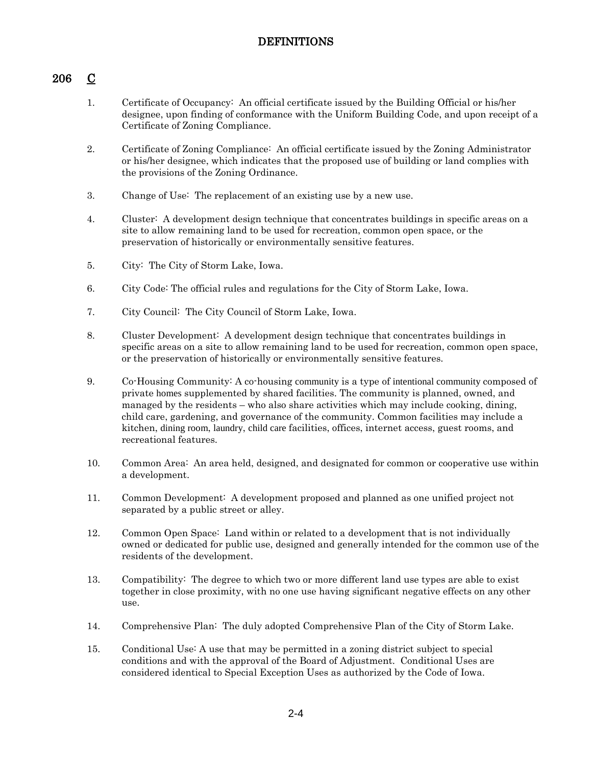# DEFINITIONS

## 206 C

1. Certificate of Occupancy: An official certificate issued by the Building Official or his/her designee, upon finding of conformance with the Uniform Building Code, and upon receipt of a Certificate of Zoning Compliance.

2. Certificate of Zoning Compliance: An official certificate issued by the Zoning Administrator or his/her designee, which indicates that the proposed use of building or land complies with the provisions of the Zoning Ordinance.

3. Change of Use: The replacement of an existing use by a new use.

4. Cluster: A development design technique that concentrates buildings in specific areas on a site to allow remaining land to be used for recreation, common open space, or the preservation of historically or environmentally sensitive features.

5. City: The City of Storm Lake, Iowa.

6. City Code: The official rules and regulations for the City of Storm Lake, Iowa.

7. City Council: The City Council of Storm Lake, Iowa.

8. Cluster Development: A development design technique that concentrates buildings in specific areas on a site to allow remaining land to be used for recreation, common open space, or the preservation of historically or environmentally sensitive features.

9. Co-Housing Community: A co-housing community is a type of intentional community composed of private homes supplemented by shared facilities. The community is planned, owned, and managed by the residents – who also share activities which may include cooking, dining, child care, gardening, and governance of the community. Common facilities may include a kitchen, dining room, laundry, child care facilities, offices, internet access, guest rooms, and recreational features.

10. Common Area: An area held, designed, and designated for common or cooperative use within a development.

11. Common Development: A development proposed and planned as one unified project not separated by a public street or alley.

12. Common Open Space: Land within or related to a development that is not individually owned or dedicated for public use, designed and generally intended for the common use of the residents of the development.

13. Compatibility: The degree to which two or more different land use types are able to exist together in close proximity, with no one use having significant negative effects on any other use.

14. Comprehensive Plan: The duly adopted Comprehensive Plan of the City of Storm Lake.

15. Conditional Use: A use that may be permitted in a zoning district subject to special conditions and with the approval of the Board of Adjustment. Conditional Uses are considered identical to Special Exception Uses as authorized by the Code of Iowa.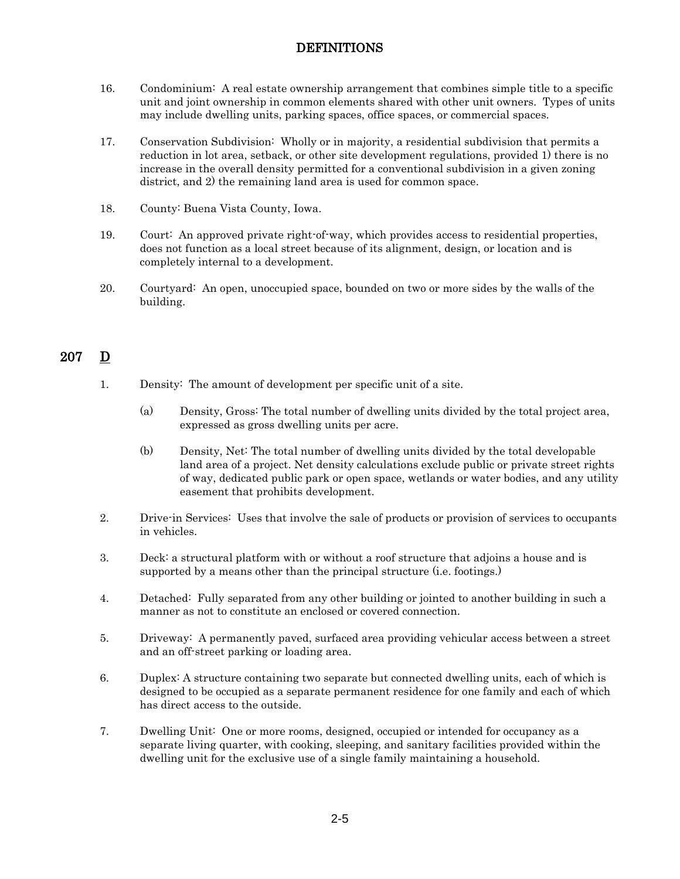16. Condominium: A real estate ownership arrangement that combines simple title to a specific unit and joint ownership in common elements shared with other unit owners. Types of units may include dwelling units, parking spaces, office spaces, or commercial spaces.

17. Conservation Subdivision: Wholly or in majority, a residential subdivision that permits a reduction in lot area, setback, or other site development regulations, provided 1) there is no increase in the overall density permitted for a conventional subdivision in a given zoning district, and 2) the remaining land area is used for common space.

18. County: Buena Vista County, Iowa.

19. Court: An approved private right-of-way, which provides access to residential properties, does not function as a local street because of its alignment, design, or location and is completely internal to a development.

20. Courtyard: An open, unoccupied space, bounded on two or more sides by the walls of the building.

## 207 D

1. Density: The amount of development per specific unit of a site.

   (a) Density, Gross: The total number of dwelling units divided by the total project area, expressed as gross dwelling units per acre.

   (b) Density, Net: The total number of dwelling units divided by the total developable land area of a project. Net density calculations exclude public or private street rights of way, dedicated public park or open space, wetlands or water bodies, and any utility easement that prohibits development.

2. Drive-in Services: Uses that involve the sale of products or provision of services to occupants in vehicles.

3. Deck: a structural platform with or without a roof structure that adjoins a house and is supported by a means other than the principal structure (i.e. footings.)

4. Detached: Fully separated from any other building or jointed to another building in such a manner as not to constitute an enclosed or covered connection.

5. Driveway: A permanently paved, surfaced area providing vehicular access between a street and an off-street parking or loading area.

6. Duplex: A structure containing two separate but connected dwelling units, each of which is designed to be occupied as a separate permanent residence for one family and each of which has direct access to the outside.

7. Dwelling Unit: One or more rooms, designed, occupied or intended for occupancy as a separate living quarter, with cooking, sleeping, and sanitary facilities provided within the dwelling unit for the exclusive use of a single family maintaining a household.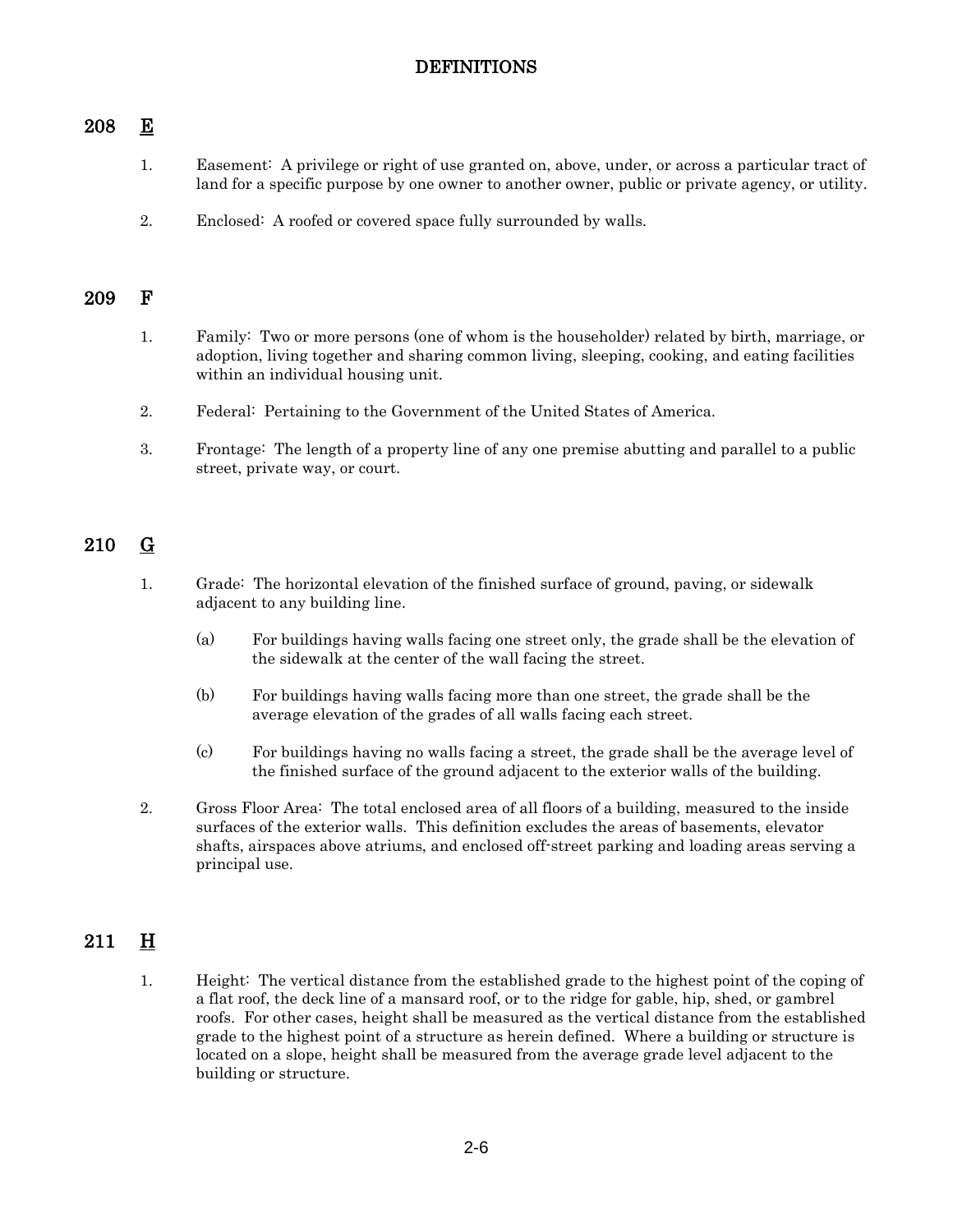# DEFINITIONS

## 208 E

1. Easement: A privilege or right of use granted on, above, under, or across a particular tract of land for a specific purpose by one owner to another owner, public or private agency, or utility.

2. Enclosed: A roofed or covered space fully surrounded by walls.

## 209 F

1. Family: Two or more persons (one of whom is the householder) related by birth, marriage, or adoption, living together and sharing common living, sleeping, cooking, and eating facilities within an individual housing unit.

2. Federal: Pertaining to the Government of the United States of America.

3. Frontage: The length of a property line of any one premise abutting and parallel to a public street, private way, or court.

## 210 G

1. Grade: The horizontal elevation of the finished surface of ground, paving, or sidewalk adjacent to any building line.

   (a) For buildings having walls facing one street only, the grade shall be the elevation of the sidewalk at the center of the wall facing the street.

   (b) For buildings having walls facing more than one street, the grade shall be the average elevation of the grades of all walls facing each street.

   (c) For buildings having no walls facing a street, the grade shall be the average level of the finished surface of the ground adjacent to the exterior walls of the building.

2. Gross Floor Area: The total enclosed area of all floors of a building, measured to the inside surfaces of the exterior walls. This definition excludes the areas of basements, elevator shafts, airspaces above atriums, and enclosed off-street parking and loading areas serving a principal use.

## 211 H

1. Height: The vertical distance from the established grade to the highest point of the coping of a flat roof, the deck line of a mansard roof, or to the ridge for gable, hip, shed, or gambrel roofs. For other cases, height shall be measured as the vertical distance from the established grade to the highest point of a structure as herein defined. Where a building or structure is located on a slope, height shall be measured from the average grade level adjacent to the building or structure.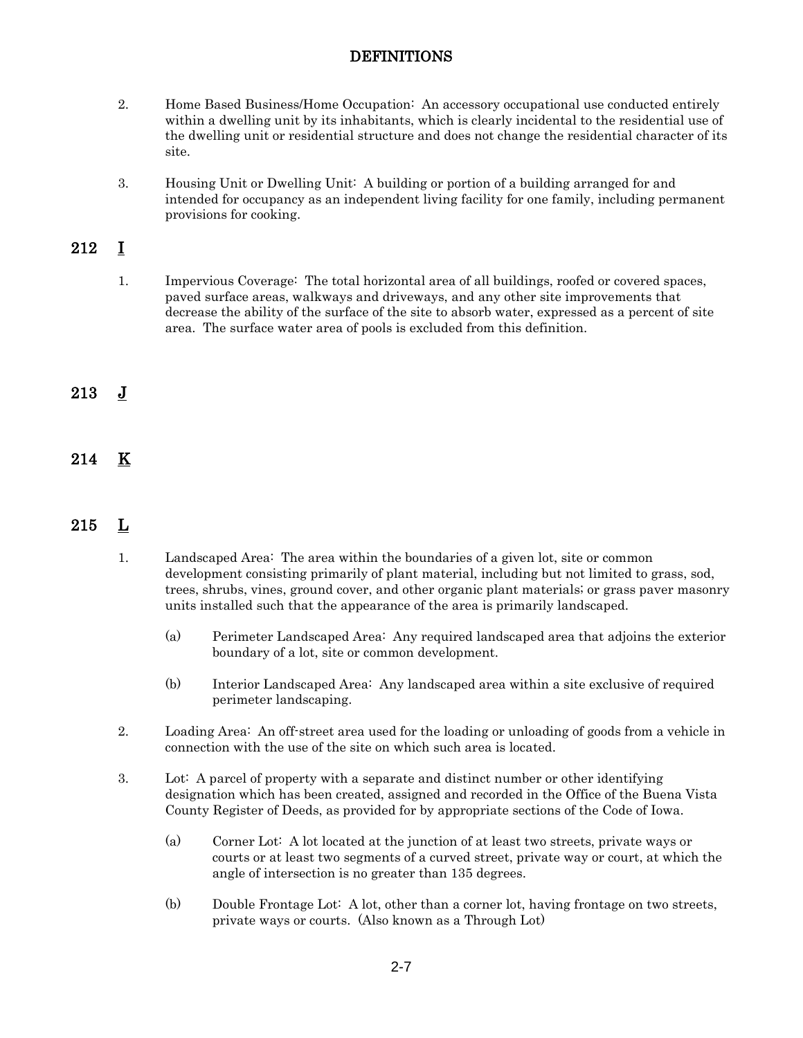2. Home Based Business/Home Occupation: An accessory occupational use conducted entirely within a dwelling unit by its inhabitants, which is clearly incidental to the residential use of the dwelling unit or residential structure and does not change the residential character of its site.

3. Housing Unit or Dwelling Unit: A building or portion of a building arranged for and intended for occupancy as an independent living facility for one family, including permanent provisions for cooking.

## 212 I

1. Impervious Coverage: The total horizontal area of all buildings, roofed or covered spaces, paved surface areas, walkways and driveways, and any other site improvements that decrease the ability of the surface of the site to absorb water, expressed as a percent of site area. The surface water area of pools is excluded from this definition.

## 213 J

## 214 K

## 215 L

1. Landscaped Area: The area within the boundaries of a given lot, site or common development consisting primarily of plant material, including but not limited to grass, sod, trees, shrubs, vines, ground cover, and other organic plant materials; or grass paver masonry units installed such that the appearance of the area is primarily landscaped.

   (a) Perimeter Landscaped Area: Any required landscaped area that adjoins the exterior boundary of a lot, site or common development.

   (b) Interior Landscaped Area: Any landscaped area within a site exclusive of required perimeter landscaping.

2. Loading Area: An off-street area used for the loading or unloading of goods from a vehicle in connection with the use of the site on which such area is located.

3. Lot: A parcel of property with a separate and distinct number or other identifying designation which has been created, assigned and recorded in the Office of the Buena Vista County Register of Deeds, as provided for by appropriate sections of the Code of Iowa.

   (a) Corner Lot: A lot located at the junction of at least two streets, private ways or courts or at least two segments of a curved street, private way or court, at which the angle of intersection is no greater than 135 degrees.

   (b) Double Frontage Lot: A lot, other than a corner lot, having frontage on two streets, private ways or courts. (Also known as a Through Lot)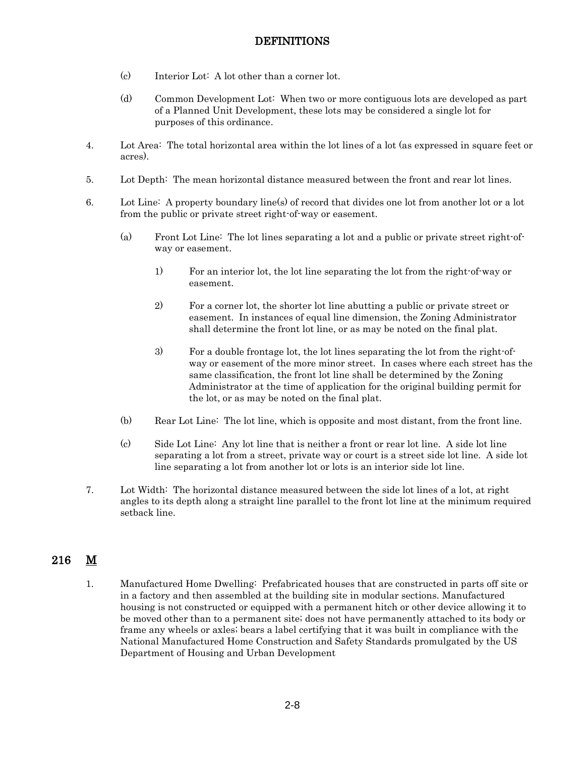(c) Interior Lot: A lot other than a corner lot.

(d) Common Development Lot: When two or more contiguous lots are developed as part of a Planned Unit Development, these lots may be considered a single lot for purposes of this ordinance.

4. Lot Area: The total horizontal area within the lot lines of a lot (as expressed in square feet or acres).

5. Lot Depth: The mean horizontal distance measured between the front and rear lot lines.

6. Lot Line: A property boundary line(s) of record that divides one lot from another lot or a lot from the public or private street right-of-way or easement.

   (a) Front Lot Line: The lot lines separating a lot and a public or private street right-of-way or easement.

      1) For an interior lot, the lot line separating the lot from the right-of-way or easement.

      2) For a corner lot, the shorter lot line abutting a public or private street or easement. In instances of equal line dimension, the Zoning Administrator shall determine the front lot line, or as may be noted on the final plat.

      3) For a double frontage lot, the lot lines separating the lot from the right-of-way or easement of the more minor street. In cases where each street has the same classification, the front lot line shall be determined by the Zoning Administrator at the time of application for the original building permit for the lot, or as may be noted on the final plat.

   (b) Rear Lot Line: The lot line, which is opposite and most distant, from the front line.

   (c) Side Lot Line: Any lot line that is neither a front or rear lot line. A side lot line separating a lot from a street, private way or court is a street side lot line. A side lot line separating a lot from another lot or lots is an interior side lot line.

7. Lot Width: The horizontal distance measured between the side lot lines of a lot, at right angles to its depth along a straight line parallel to the front lot line at the minimum required setback line.

## 216 M

1. Manufactured Home Dwelling: Prefabricated houses that are constructed in parts off site or in a factory and then assembled at the building site in modular sections. Manufactured housing is not constructed or equipped with a permanent hitch or other device allowing it to be moved other than to a permanent site; does not have permanently attached to its body or frame any wheels or axles; bears a label certifying that it was built in compliance with the National Manufactured Home Construction and Safety Standards promulgated by the US Department of Housing and Urban Development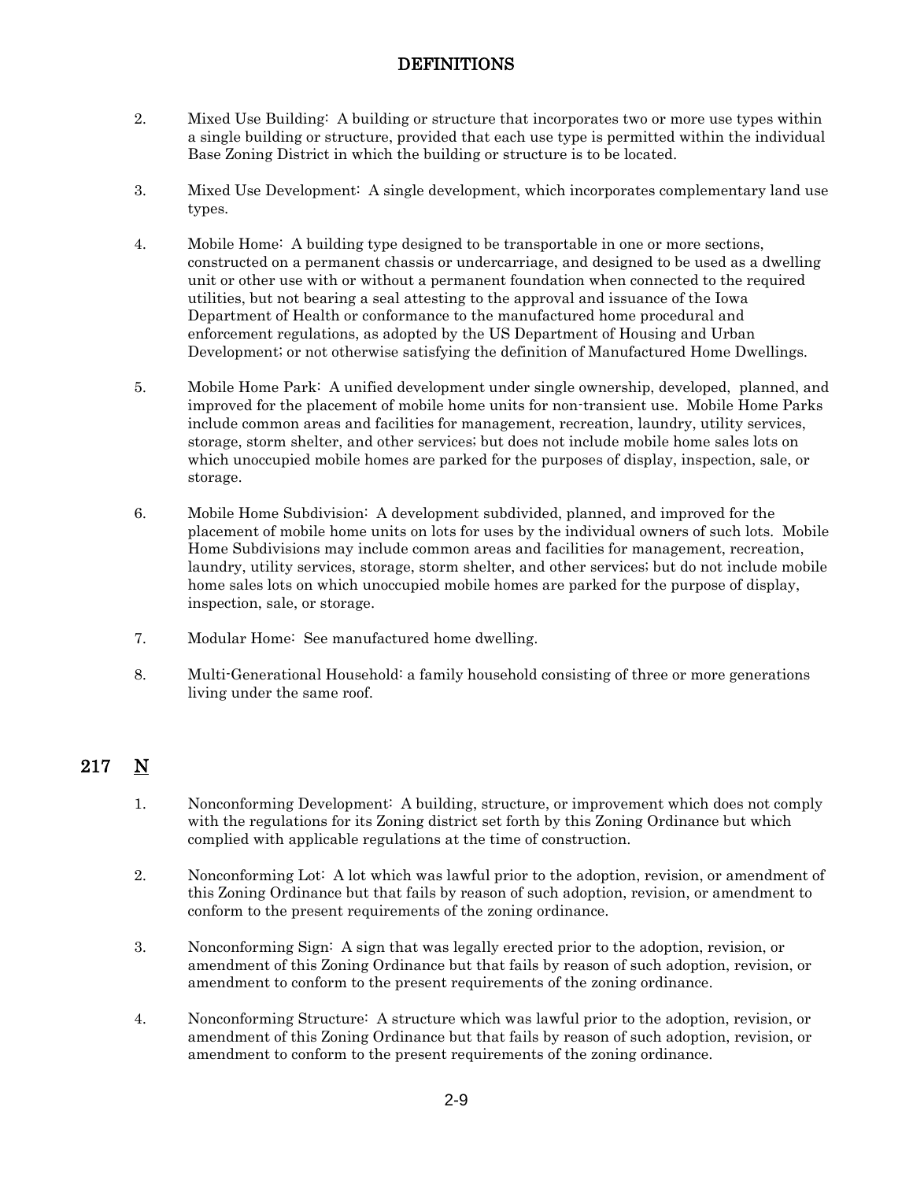2. Mixed Use Building: A building or structure that incorporates two or more use types within a single building or structure, provided that each use type is permitted within the individual Base Zoning District in which the building or structure is to be located.

3. Mixed Use Development: A single development, which incorporates complementary land use types.

4. Mobile Home: A building type designed to be transportable in one or more sections, constructed on a permanent chassis or undercarriage, and designed to be used as a dwelling unit or other use with or without a permanent foundation when connected to the required utilities, but not bearing a seal attesting to the approval and issuance of the Iowa Department of Health or conformance to the manufactured home procedural and enforcement regulations, as adopted by the US Department of Housing and Urban Development; or not otherwise satisfying the definition of Manufactured Home Dwellings.

5. Mobile Home Park: A unified development under single ownership, developed, planned, and improved for the placement of mobile home units for non-transient use. Mobile Home Parks include common areas and facilities for management, recreation, laundry, utility services, storage, storm shelter, and other services; but does not include mobile home sales lots on which unoccupied mobile homes are parked for the purposes of display, inspection, sale, or storage.

6. Mobile Home Subdivision: A development subdivided, planned, and improved for the placement of mobile home units on lots for uses by the individual owners of such lots. Mobile Home Subdivisions may include common areas and facilities for management, recreation, laundry, utility services, storage, storm shelter, and other services; but do not include mobile home sales lots on which unoccupied mobile homes are parked for the purpose of display, inspection, sale, or storage.

7. Modular Home: See manufactured home dwelling.

8. Multi-Generational Household: a family household consisting of three or more generations living under the same roof.

## 217 N

1. Nonconforming Development: A building, structure, or improvement which does not comply with the regulations for its Zoning district set forth by this Zoning Ordinance but which complied with applicable regulations at the time of construction.

2. Nonconforming Lot: A lot which was lawful prior to the adoption, revision, or amendment of this Zoning Ordinance but that fails by reason of such adoption, revision, or amendment to conform to the present requirements of the zoning ordinance.

3. Nonconforming Sign: A sign that was legally erected prior to the adoption, revision, or amendment of this Zoning Ordinance but that fails by reason of such adoption, revision, or amendment to conform to the present requirements of the zoning ordinance.

4. Nonconforming Structure: A structure which was lawful prior to the adoption, revision, or amendment of this Zoning Ordinance but that fails by reason of such adoption, revision, or amendment to conform to the present requirements of the zoning ordinance.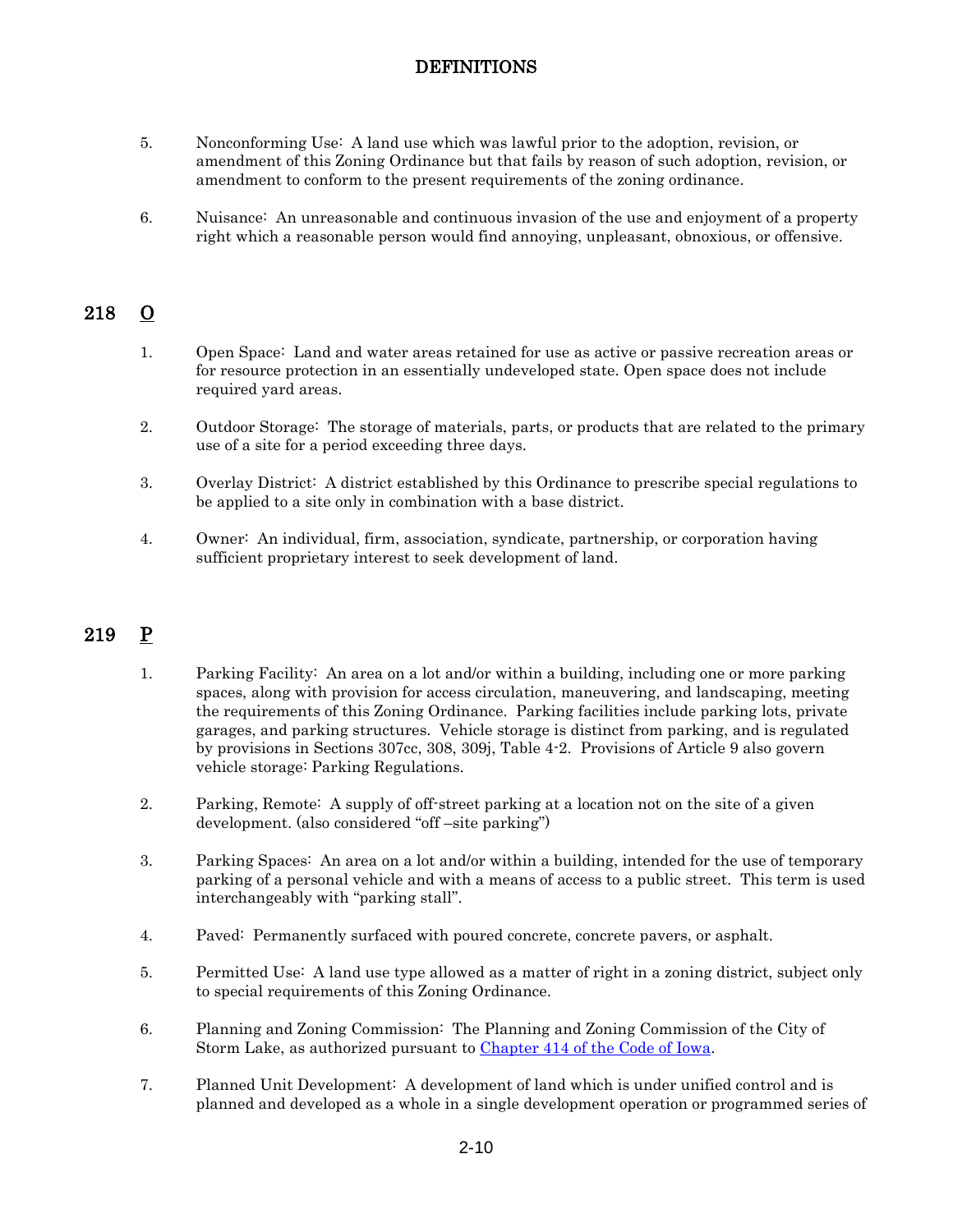5. Nonconforming Use: A land use which was lawful prior to the adoption, revision, or amendment of this Zoning Ordinance but that fails by reason of such adoption, revision, or amendment to conform to the present requirements of the zoning ordinance.

6. Nuisance: An unreasonable and continuous invasion of the use and enjoyment of a property right which a reasonable person would find annoying, unpleasant, obnoxious, or offensive.

## 218 O

1. Open Space: Land and water areas retained for use as active or passive recreation areas or for resource protection in an essentially undeveloped state. Open space does not include required yard areas.

2. Outdoor Storage: The storage of materials, parts, or products that are related to the primary use of a site for a period exceeding three days.

3. Overlay District: A district established by this Ordinance to prescribe special regulations to be applied to a site only in combination with a base district.

4. Owner: An individual, firm, association, syndicate, partnership, or corporation having sufficient proprietary interest to seek development of land.

## 219 P

1. Parking Facility: An area on a lot and/or within a building, including one or more parking spaces, along with provision for access circulation, maneuvering, and landscaping, meeting the requirements of this Zoning Ordinance. Parking facilities include parking lots, private garages, and parking structures. Vehicle storage is distinct from parking, and is regulated by provisions in Sections 307cc, 308, 309j, Table 4-2. Provisions of Article 9 also govern vehicle storage: Parking Regulations.

2. Parking, Remote: A supply of off-street parking at a location not on the site of a given development. (also considered "off –site parking")

3. Parking Spaces: An area on a lot and/or within a building, intended for the use of temporary parking of a personal vehicle and with a means of access to a public street. This term is used interchangeably with "parking stall".

4. Paved: Permanently surfaced with poured concrete, concrete pavers, or asphalt.

5. Permitted Use: A land use type allowed as a matter of right in a zoning district, subject only to special requirements of this Zoning Ordinance.

6. Planning and Zoning Commission: The Planning and Zoning Commission of the City of Storm Lake, as authorized pursuant to [Chapter 414 of the Code of Iowa].

7. Planned Unit Development: A development of land which is under unified control and is planned and developed as a whole in a single development operation or programmed series of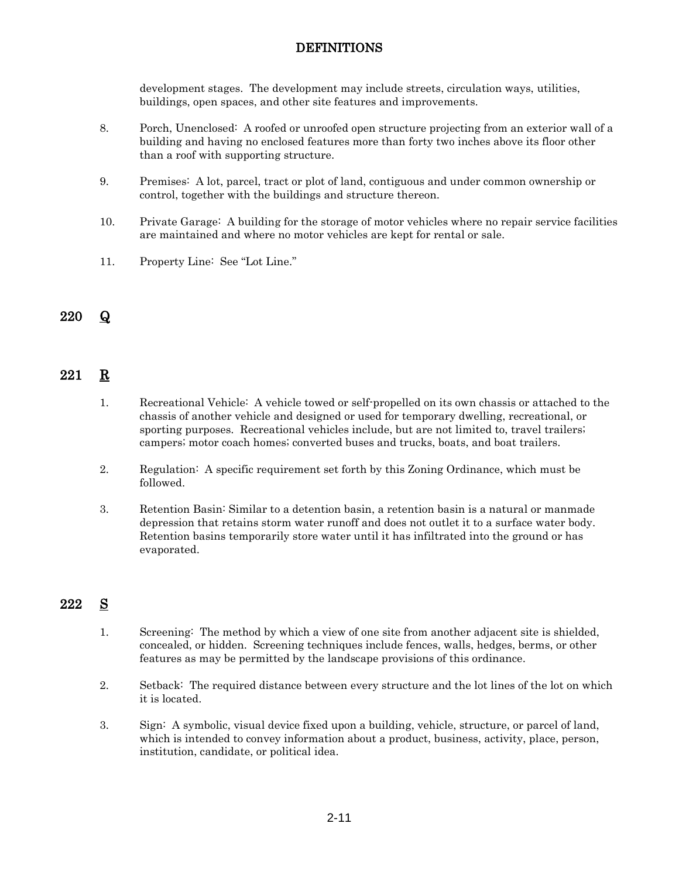development stages. The development may include streets, circulation ways, utilities, buildings, open spaces, and other site features and improvements.

8. Porch, Unenclosed: A roofed or unroofed open structure projecting from an exterior wall of a building and having no enclosed features more than forty two inches above its floor other than a roof with supporting structure.

9. Premises: A lot, parcel, tract or plot of land, contiguous and under common ownership or control, together with the buildings and structure thereon.

10. Private Garage: A building for the storage of motor vehicles where no repair service facilities are maintained and where no motor vehicles are kept for rental or sale.

11. Property Line: See "Lot Line."

## 220 Q

## 221 R

1. Recreational Vehicle: A vehicle towed or self-propelled on its own chassis or attached to the chassis of another vehicle and designed or used for temporary dwelling, recreational, or sporting purposes. Recreational vehicles include, but are not limited to, travel trailers; campers; motor coach homes; converted buses and trucks, boats, and boat trailers.

2. Regulation: A specific requirement set forth by this Zoning Ordinance, which must be followed.

3. Retention Basin: Similar to a detention basin, a retention basin is a natural or manmade depression that retains storm water runoff and does not outlet it to a surface water body. Retention basins temporarily store water until it has infiltrated into the ground or has evaporated.

## 222 S

1. Screening: The method by which a view of one site from another adjacent site is shielded, concealed, or hidden. Screening techniques include fences, walls, hedges, berms, or other features as may be permitted by the landscape provisions of this ordinance.

2. Setback: The required distance between every structure and the lot lines of the lot on which it is located.

3. Sign: A symbolic, visual device fixed upon a building, vehicle, structure, or parcel of land, which is intended to convey information about a product, business, activity, place, person, institution, candidate, or political idea.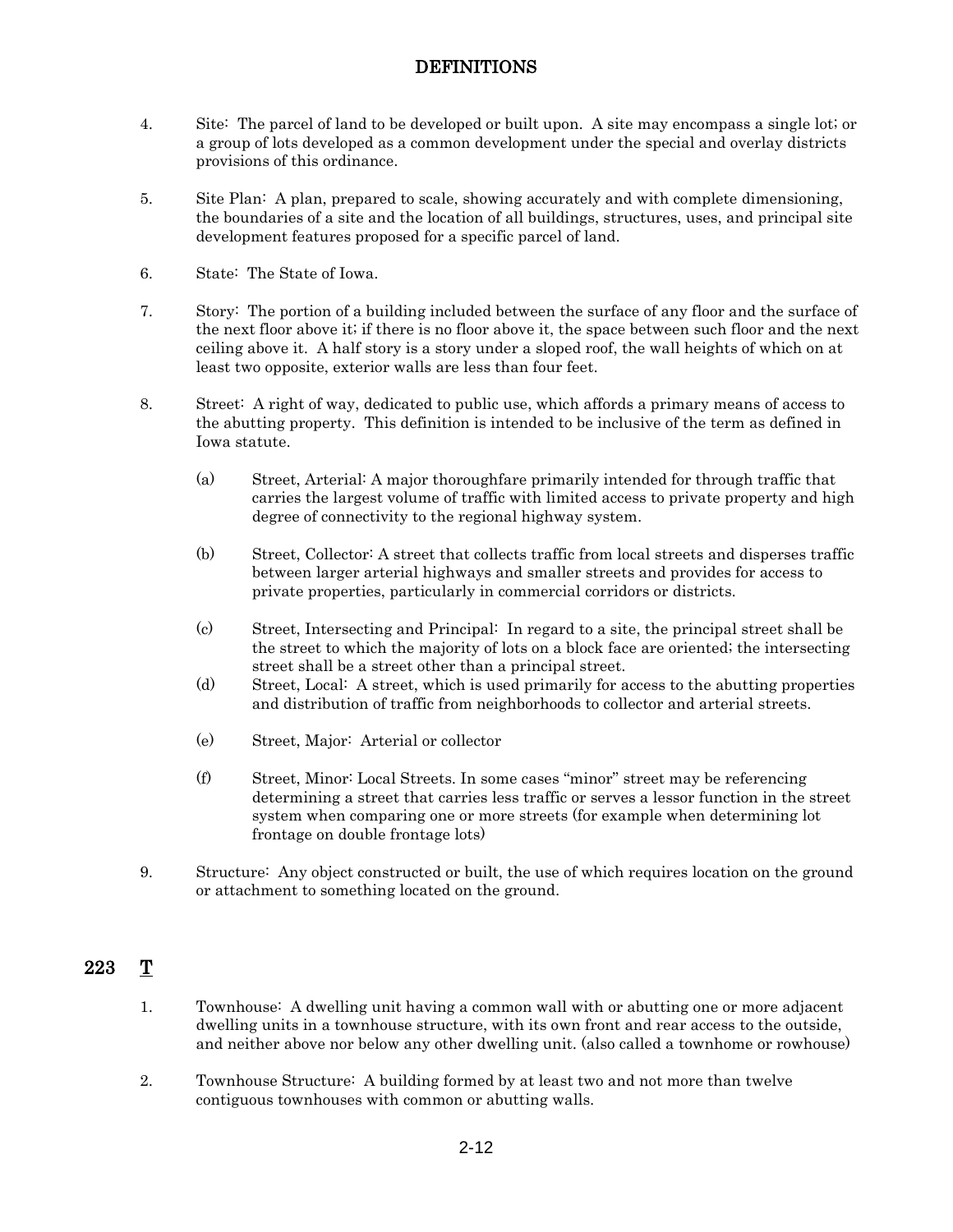4. Site: The parcel of land to be developed or built upon. A site may encompass a single lot; or a group of lots developed as a common development under the special and overlay districts provisions of this ordinance.

5. Site Plan: A plan, prepared to scale, showing accurately and with complete dimensioning, the boundaries of a site and the location of all buildings, structures, uses, and principal site development features proposed for a specific parcel of land.

6. State: The State of Iowa.

7. Story: The portion of a building included between the surface of any floor and the surface of the next floor above it; if there is no floor above it, the space between such floor and the next ceiling above it. A half story is a story under a sloped roof, the wall heights of which on at least two opposite, exterior walls are less than four feet.

8. Street: A right of way, dedicated to public use, which affords a primary means of access to the abutting property. This definition is intended to be inclusive of the term as defined in Iowa statute.

   (a) Street, Arterial: A major thoroughfare primarily intended for through traffic that carries the largest volume of traffic with limited access to private property and high degree of connectivity to the regional highway system.

   (b) Street, Collector: A street that collects traffic from local streets and disperses traffic between larger arterial highways and smaller streets and provides for access to private properties, particularly in commercial corridors or districts.

   (c) Street, Intersecting and Principal: In regard to a site, the principal street shall be the street to which the majority of lots on a block face are oriented; the intersecting street shall be a street other than a principal street.

   (d) Street, Local: A street, which is used primarily for access to the abutting properties and distribution of traffic from neighborhoods to collector and arterial streets.

   (e) Street, Major: Arterial or collector

   (f) Street, Minor: Local Streets. In some cases "minor" street may be referencing determining a street that carries less traffic or serves a lessor function in the street system when comparing one or more streets (for example when determining lot frontage on double frontage lots)

9. Structure: Any object constructed or built, the use of which requires location on the ground or attachment to something located on the ground.

## 223 T

1. Townhouse: A dwelling unit having a common wall with or abutting one or more adjacent dwelling units in a townhouse structure, with its own front and rear access to the outside, and neither above nor below any other dwelling unit. (also called a townhome or rowhouse)

2. Townhouse Structure: A building formed by at least two and not more than twelve contiguous townhouses with common or abutting walls.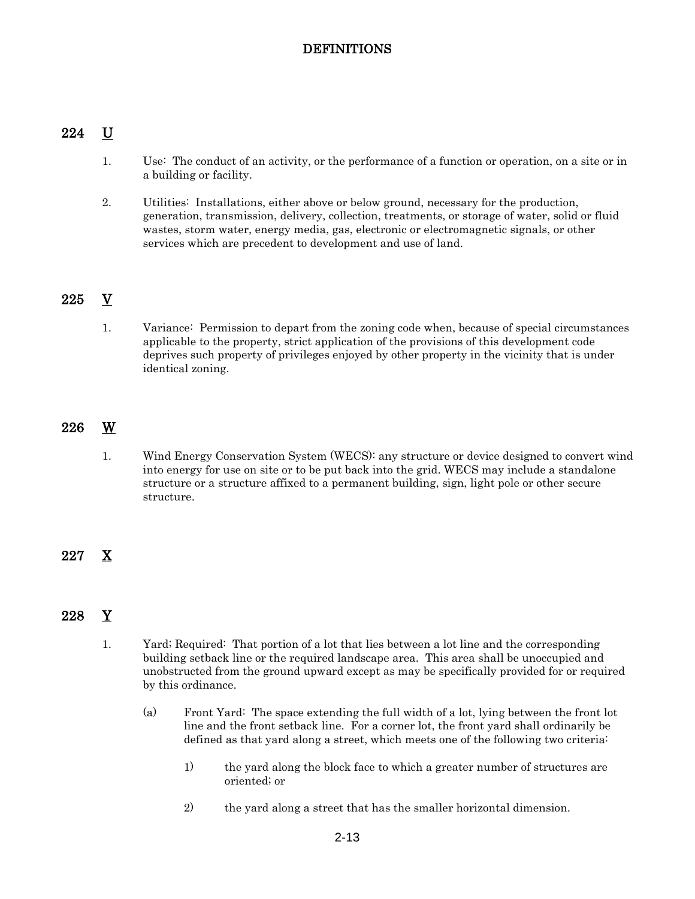## 224 U

1. Use: The conduct of an activity, or the performance of a function or operation, on a site or in a building or facility.

2. Utilities: Installations, either above or below ground, necessary for the production, generation, transmission, delivery, collection, treatments, or storage of water, solid or fluid wastes, storm water, energy media, gas, electronic or electromagnetic signals, or other services which are precedent to development and use of land.

## 225 V

1. Variance: Permission to depart from the zoning code when, because of special circumstances applicable to the property, strict application of the provisions of this development code deprives such property of privileges enjoyed by other property in the vicinity that is under identical zoning.

## 226 W

1. Wind Energy Conservation System (WECS): any structure or device designed to convert wind into energy for use on site or to be put back into the grid. WECS may include a standalone structure or a structure affixed to a permanent building, sign, light pole or other secure structure.

## 227 X

## 228 Y

1. Yard; Required: That portion of a lot that lies between a lot line and the corresponding building setback line or the required landscape area. This area shall be unoccupied and unobstructed from the ground upward except as may be specifically provided for or required by this ordinance.

   (a) Front Yard: The space extending the full width of a lot, lying between the front lot line and the front setback line. For a corner lot, the front yard shall ordinarily be defined as that yard along a street, which meets one of the following two criteria:

      1) the yard along the block face to which a greater number of structures are oriented; or

      2) the yard along a street that has the smaller horizontal dimension.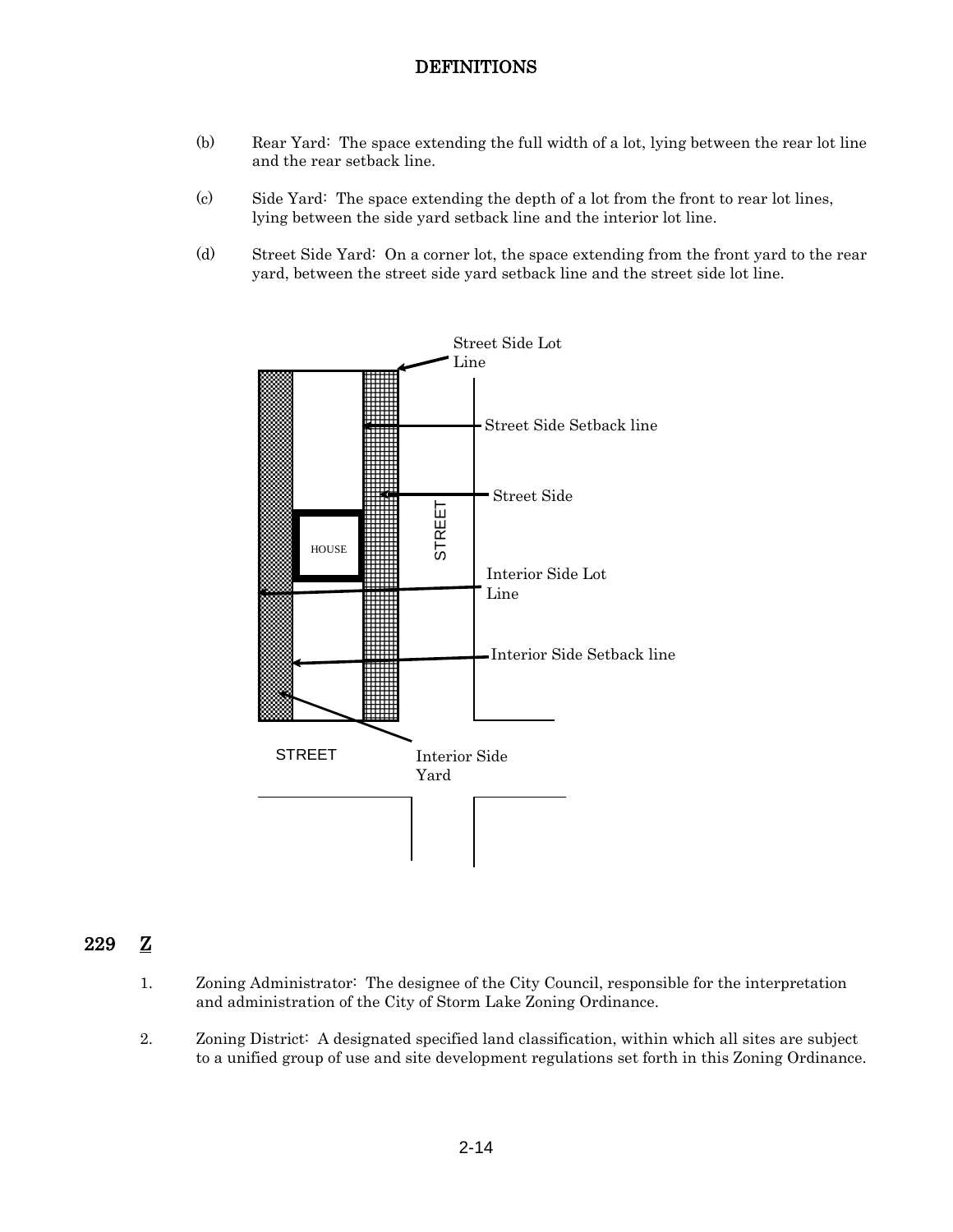(b) Rear Yard: The space extending the full width of a lot, lying between the rear lot line and the rear setback line.

(c) Side Yard: The space extending the depth of a lot from the front to rear lot lines, lying between the side yard setback line and the interior lot line.

(d) Street Side Yard: On a corner lot, the space extending from the front yard to the rear yard, between the street side yard setback line and the street side lot line.

Street Side Lot Line

Street Side Setback line

Street Side

STREET

HOUSE

Interior Side Lot Line

Interior Side Setback line

STREET

Interior Side Yard

## 229 Z

1. Zoning Administrator: The designee of the City Council, responsible for the interpretation and administration of the City of Storm Lake Zoning Ordinance.

2. Zoning District: A designated specified land classification, within which all sites are subject to a unified group of use and site development regulations set forth in this Zoning Ordinance.